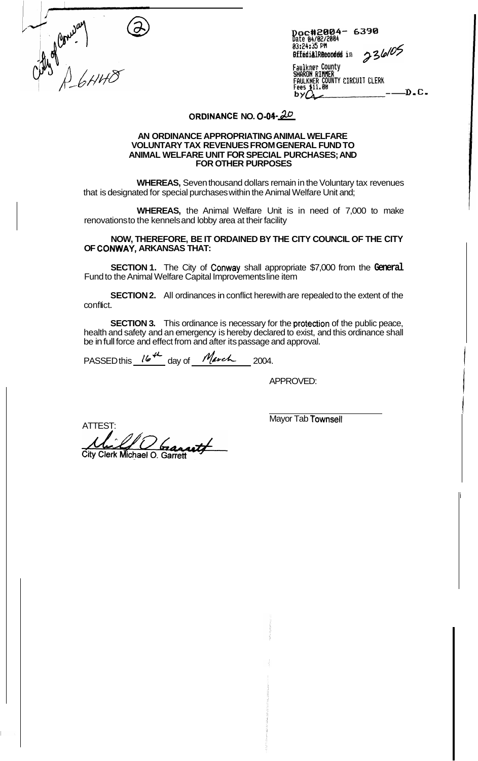City of Conway
A-6448

②

Doc#2004- 6390
Date 04/02/2004
03:24:35 PM
Filed & Recorded in 236105
Faulkner County
SHARON RIMMER
FAULKNER COUNTY CIRCUIT CLERK
Fees $11.00
by ________________ D.C.

# ORDINANCE NO. O-04-20

## AN ORDINANCE APPROPRIATING ANIMAL WELFARE VOLUNTARY TAX REVENUES FROM GENERAL FUND TO ANIMAL WELFARE UNIT FOR SPECIAL PURCHASES; AND FOR OTHER PURPOSES

**WHEREAS,** Seven thousand dollars remain in the Voluntary tax revenues that is designated for special purchases within the Animal Welfare Unit and;

**WHEREAS,** the Animal Welfare Unit is in need of 7,000 to make renovations to the kennels and lobby area at their facility

**NOW, THEREFORE, BE IT ORDAINED BY THE CITY COUNCIL OF THE CITY OF CONWAY, ARKANSAS THAT:**

**SECTION 1.** The City of Conway shall appropriate $7,000 from the General Fund to the Animal Welfare Capital Improvements line item

**SECTION 2.** All ordinances in conflict herewith are repealed to the extent of the conflict.

**SECTION 3.** This ordinance is necessary for the protection of the public peace, health and safety and an emergency is hereby declared to exist, and this ordinance shall be in full force and effect from and after its passage and approval.

PASSED this 16th day of March 2004.

APPROVED:

_________________________
Mayor Tab Townsell

ATTEST:

Michael O. Garrett
City Clerk Michael O. Garrett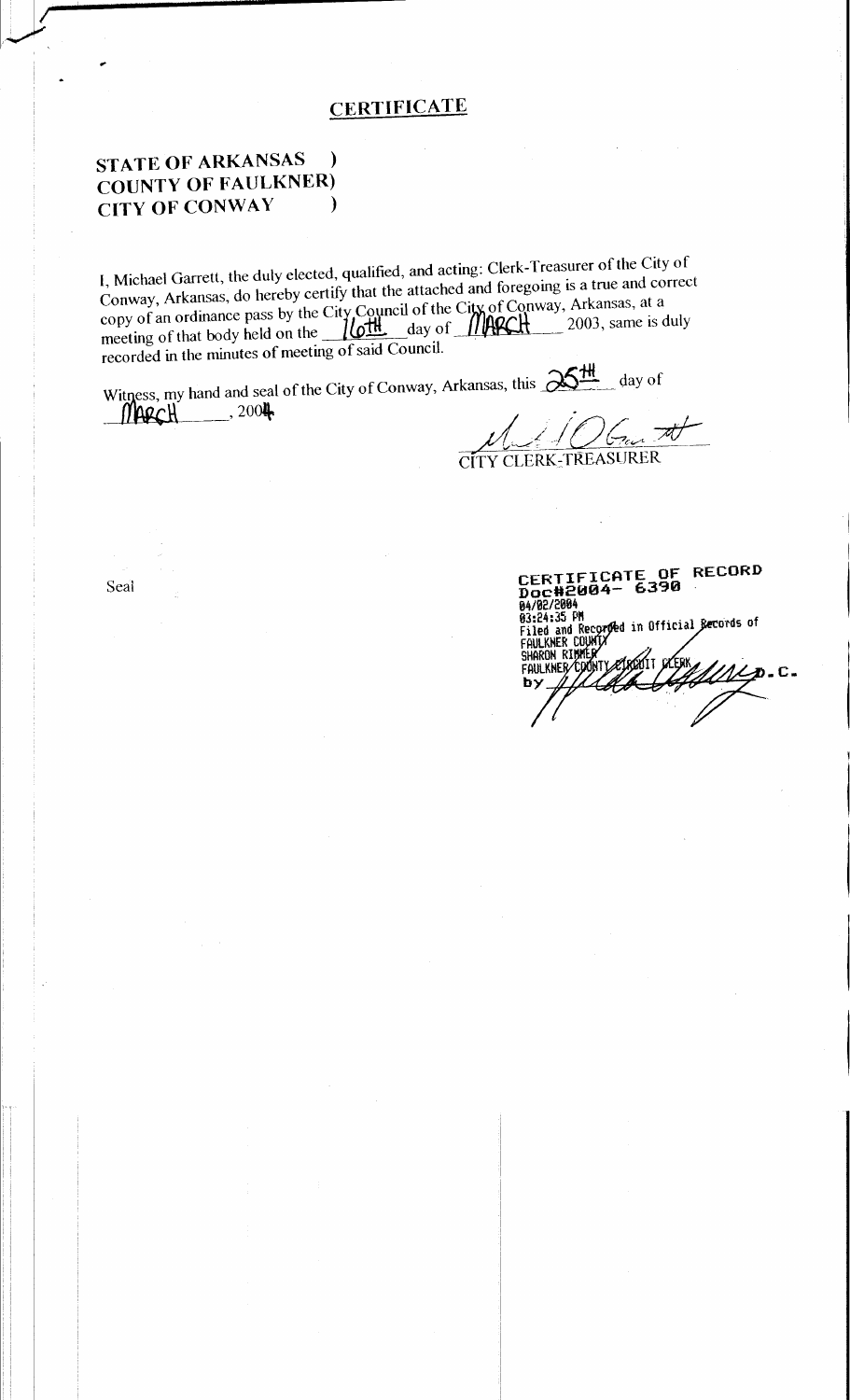## CERTIFICATE

**STATE OF ARKANSAS )**
**COUNTY OF FAULKNER)**
**CITY OF CONWAY )**

I, Michael Garrett, the duly elected, qualified, and acting: Clerk-Treasurer of the City of Conway, Arkansas, do hereby certify that the attached and foregoing is a true and correct copy of an ordinance pass by the City Council of the City of Conway, Arkansas, at a meeting of that body held on the 16TH day of MARCH 2003, same is duly recorded in the minutes of meeting of said Council.

Witness, my hand and seal of the City of Conway, Arkansas, this 25TH day of MARCH, 2004.

CITY CLERK-TREASURER

Seal

CERTIFICATE OF RECORD
Doc#2004- 6390
04/02/2004
03:24:35 PM
Filed and Recorded in Official Records of
FAULKNER COUNTY
SHARON RIMMER
FAULKNER COUNTY CIRCUIT CLERK
by D.C.